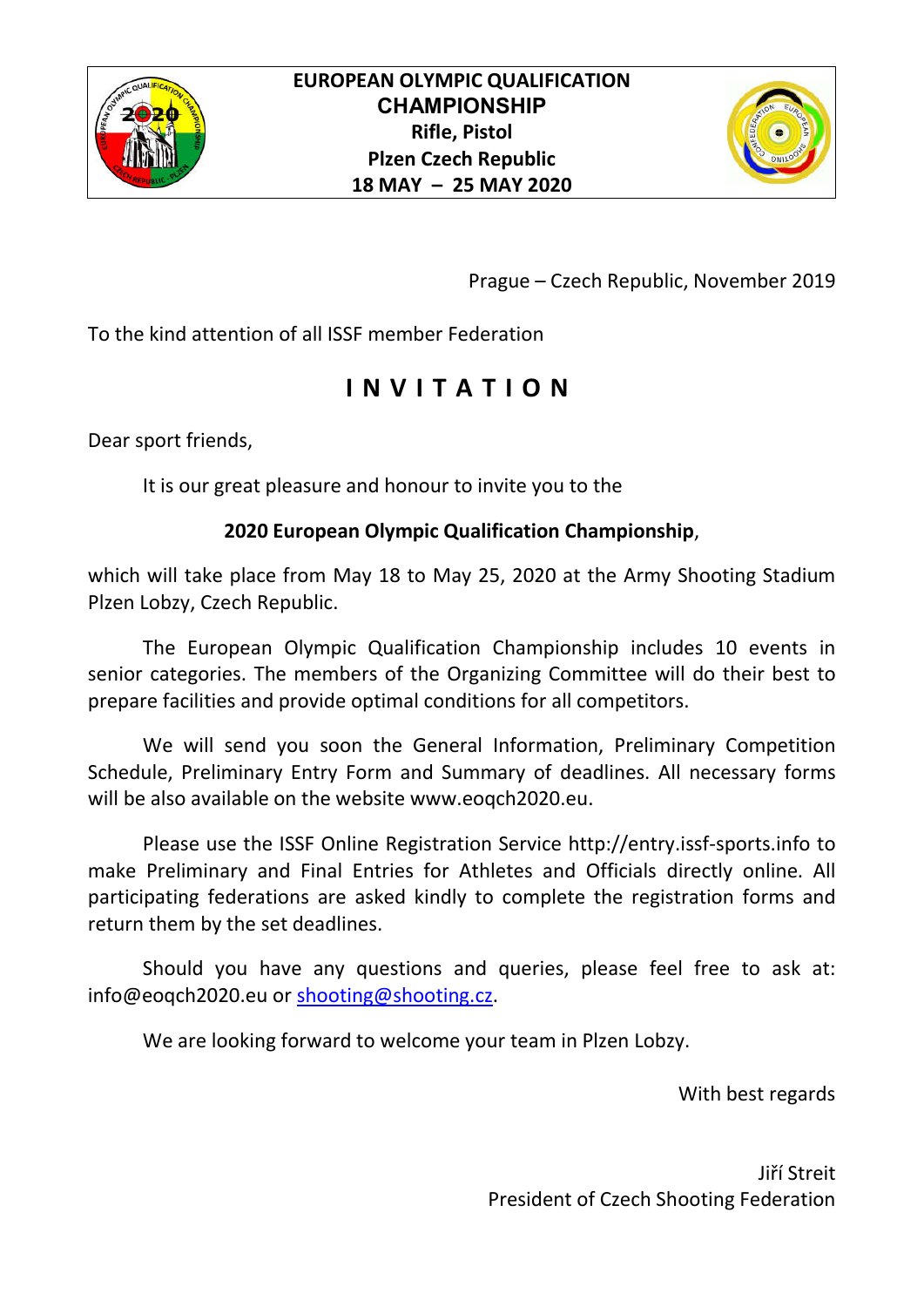**EUROPEAN OLYMPIC QUALIFICATION**
**CHAMPIONSHIP**
**Rifle, Pistol**
**Plzen Czech Republic**
**18 MAY – 25 MAY 2020**

Prague – Czech Republic, November 2019

To the kind attention of all ISSF member Federation

# I N V I T A T I O N

Dear sport friends,

It is our great pleasure and honour to invite you to the

**2020 European Olympic Qualification Championship**,

which will take place from May 18 to May 25, 2020 at the Army Shooting Stadium Plzen Lobzy, Czech Republic.

The European Olympic Qualification Championship includes 10 events in senior categories. The members of the Organizing Committee will do their best to prepare facilities and provide optimal conditions for all competitors.

We will send you soon the General Information, Preliminary Competition Schedule, Preliminary Entry Form and Summary of deadlines. All necessary forms will be also available on the website www.eoqch2020.eu.

Please use the ISSF Online Registration Service http://entry.issf-sports.info to make Preliminary and Final Entries for Athletes and Officials directly online. All participating federations are asked kindly to complete the registration forms and return them by the set deadlines.

Should you have any questions and queries, please feel free to ask at: info@eoqch2020.eu or shooting@shooting.cz.

We are looking forward to welcome your team in Plzen Lobzy.

With best regards

Jiří Streit
President of Czech Shooting Federation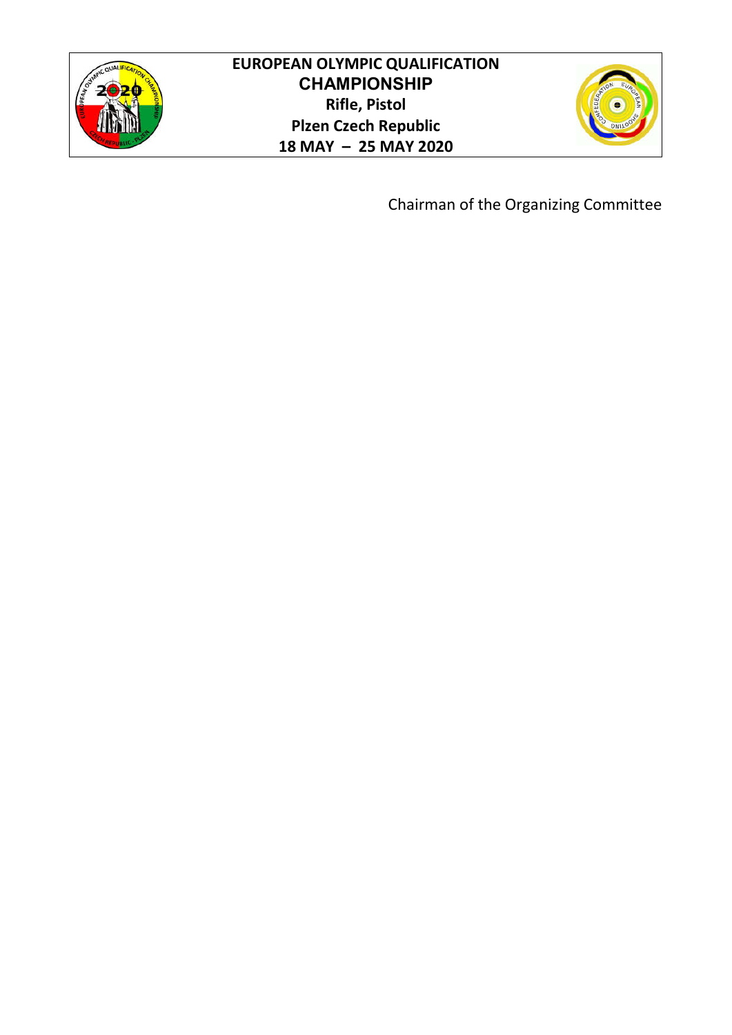Chairman of the Organizing Committee